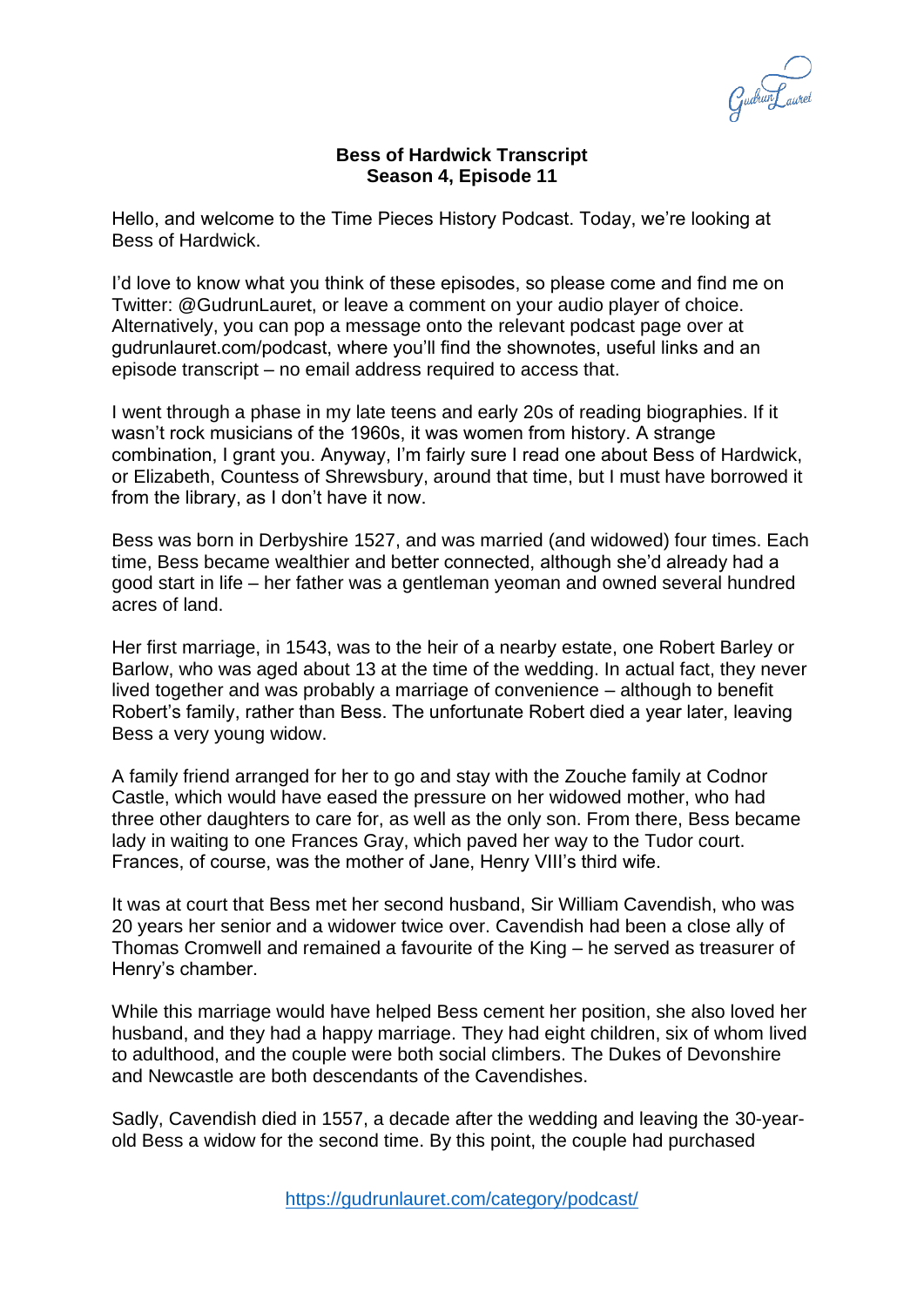**Bess of Hardwick Transcript**
**Season 4, Episode 11**

Hello, and welcome to the Time Pieces History Podcast. Today, we're looking at Bess of Hardwick.

I'd love to know what you think of these episodes, so please come and find me on Twitter: @GudrunLauret, or leave a comment on your audio player of choice. Alternatively, you can pop a message onto the relevant podcast page over at gudrunlauret.com/podcast, where you'll find the shownotes, useful links and an episode transcript – no email address required to access that.

I went through a phase in my late teens and early 20s of reading biographies. If it wasn't rock musicians of the 1960s, it was women from history. A strange combination, I grant you. Anyway, I'm fairly sure I read one about Bess of Hardwick, or Elizabeth, Countess of Shrewsbury, around that time, but I must have borrowed it from the library, as I don't have it now.

Bess was born in Derbyshire 1527, and was married (and widowed) four times. Each time, Bess became wealthier and better connected, although she'd already had a good start in life – her father was a gentleman yeoman and owned several hundred acres of land.

Her first marriage, in 1543, was to the heir of a nearby estate, one Robert Barley or Barlow, who was aged about 13 at the time of the wedding. In actual fact, they never lived together and was probably a marriage of convenience – although to benefit Robert's family, rather than Bess. The unfortunate Robert died a year later, leaving Bess a very young widow.

A family friend arranged for her to go and stay with the Zouche family at Codnor Castle, which would have eased the pressure on her widowed mother, who had three other daughters to care for, as well as the only son. From there, Bess became lady in waiting to one Frances Gray, which paved her way to the Tudor court. Frances, of course, was the mother of Jane, Henry VIII's third wife.

It was at court that Bess met her second husband, Sir William Cavendish, who was 20 years her senior and a widower twice over. Cavendish had been a close ally of Thomas Cromwell and remained a favourite of the King – he served as treasurer of Henry's chamber.

While this marriage would have helped Bess cement her position, she also loved her husband, and they had a happy marriage. They had eight children, six of whom lived to adulthood, and the couple were both social climbers. The Dukes of Devonshire and Newcastle are both descendants of the Cavendishes.

Sadly, Cavendish died in 1557, a decade after the wedding and leaving the 30-year-old Bess a widow for the second time. By this point, the couple had purchased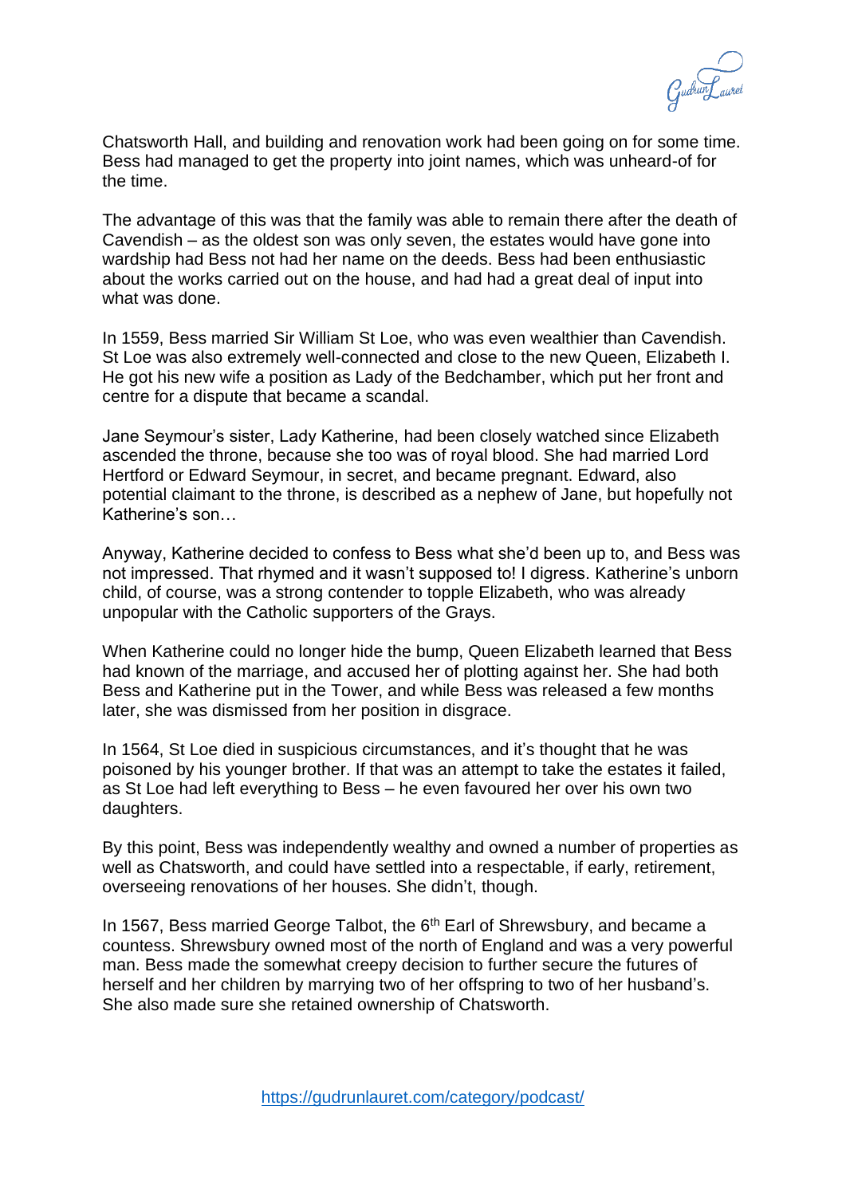Chatsworth Hall, and building and renovation work had been going on for some time. Bess had managed to get the property into joint names, which was unheard-of for the time.

The advantage of this was that the family was able to remain there after the death of Cavendish – as the oldest son was only seven, the estates would have gone into wardship had Bess not had her name on the deeds. Bess had been enthusiastic about the works carried out on the house, and had had a great deal of input into what was done.

In 1559, Bess married Sir William St Loe, who was even wealthier than Cavendish. St Loe was also extremely well-connected and close to the new Queen, Elizabeth I. He got his new wife a position as Lady of the Bedchamber, which put her front and centre for a dispute that became a scandal.

Jane Seymour's sister, Lady Katherine, had been closely watched since Elizabeth ascended the throne, because she too was of royal blood. She had married Lord Hertford or Edward Seymour, in secret, and became pregnant. Edward, also potential claimant to the throne, is described as a nephew of Jane, but hopefully not Katherine's son…

Anyway, Katherine decided to confess to Bess what she'd been up to, and Bess was not impressed. That rhymed and it wasn't supposed to! I digress. Katherine's unborn child, of course, was a strong contender to topple Elizabeth, who was already unpopular with the Catholic supporters of the Grays.

When Katherine could no longer hide the bump, Queen Elizabeth learned that Bess had known of the marriage, and accused her of plotting against her. She had both Bess and Katherine put in the Tower, and while Bess was released a few months later, she was dismissed from her position in disgrace.

In 1564, St Loe died in suspicious circumstances, and it's thought that he was poisoned by his younger brother. If that was an attempt to take the estates it failed, as St Loe had left everything to Bess – he even favoured her over his own two daughters.

By this point, Bess was independently wealthy and owned a number of properties as well as Chatsworth, and could have settled into a respectable, if early, retirement, overseeing renovations of her houses. She didn't, though.

In 1567, Bess married George Talbot, the 6th Earl of Shrewsbury, and became a countess. Shrewsbury owned most of the north of England and was a very powerful man. Bess made the somewhat creepy decision to further secure the futures of herself and her children by marrying two of her offspring to two of her husband's. She also made sure she retained ownership of Chatsworth.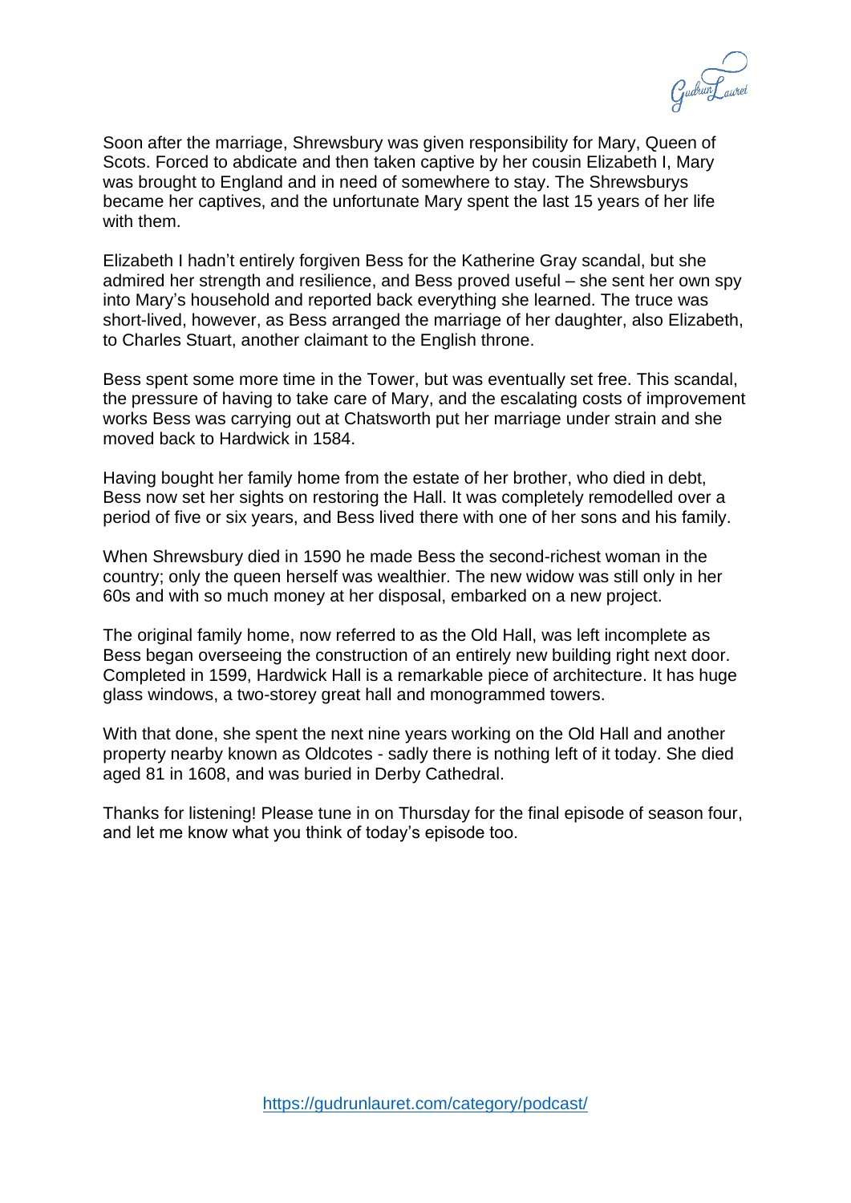Soon after the marriage, Shrewsbury was given responsibility for Mary, Queen of Scots. Forced to abdicate and then taken captive by her cousin Elizabeth I, Mary was brought to England and in need of somewhere to stay. The Shrewsburys became her captives, and the unfortunate Mary spent the last 15 years of her life with them.

Elizabeth I hadn't entirely forgiven Bess for the Katherine Gray scandal, but she admired her strength and resilience, and Bess proved useful – she sent her own spy into Mary's household and reported back everything she learned. The truce was short-lived, however, as Bess arranged the marriage of her daughter, also Elizabeth, to Charles Stuart, another claimant to the English throne.

Bess spent some more time in the Tower, but was eventually set free. This scandal, the pressure of having to take care of Mary, and the escalating costs of improvement works Bess was carrying out at Chatsworth put her marriage under strain and she moved back to Hardwick in 1584.

Having bought her family home from the estate of her brother, who died in debt, Bess now set her sights on restoring the Hall. It was completely remodelled over a period of five or six years, and Bess lived there with one of her sons and his family.

When Shrewsbury died in 1590 he made Bess the second-richest woman in the country; only the queen herself was wealthier. The new widow was still only in her 60s and with so much money at her disposal, embarked on a new project.

The original family home, now referred to as the Old Hall, was left incomplete as Bess began overseeing the construction of an entirely new building right next door. Completed in 1599, Hardwick Hall is a remarkable piece of architecture. It has huge glass windows, a two-storey great hall and monogrammed towers.

With that done, she spent the next nine years working on the Old Hall and another property nearby known as Oldcotes - sadly there is nothing left of it today. She died aged 81 in 1608, and was buried in Derby Cathedral.

Thanks for listening! Please tune in on Thursday for the final episode of season four, and let me know what you think of today's episode too.

https://gudrunlauret.com/category/podcast/